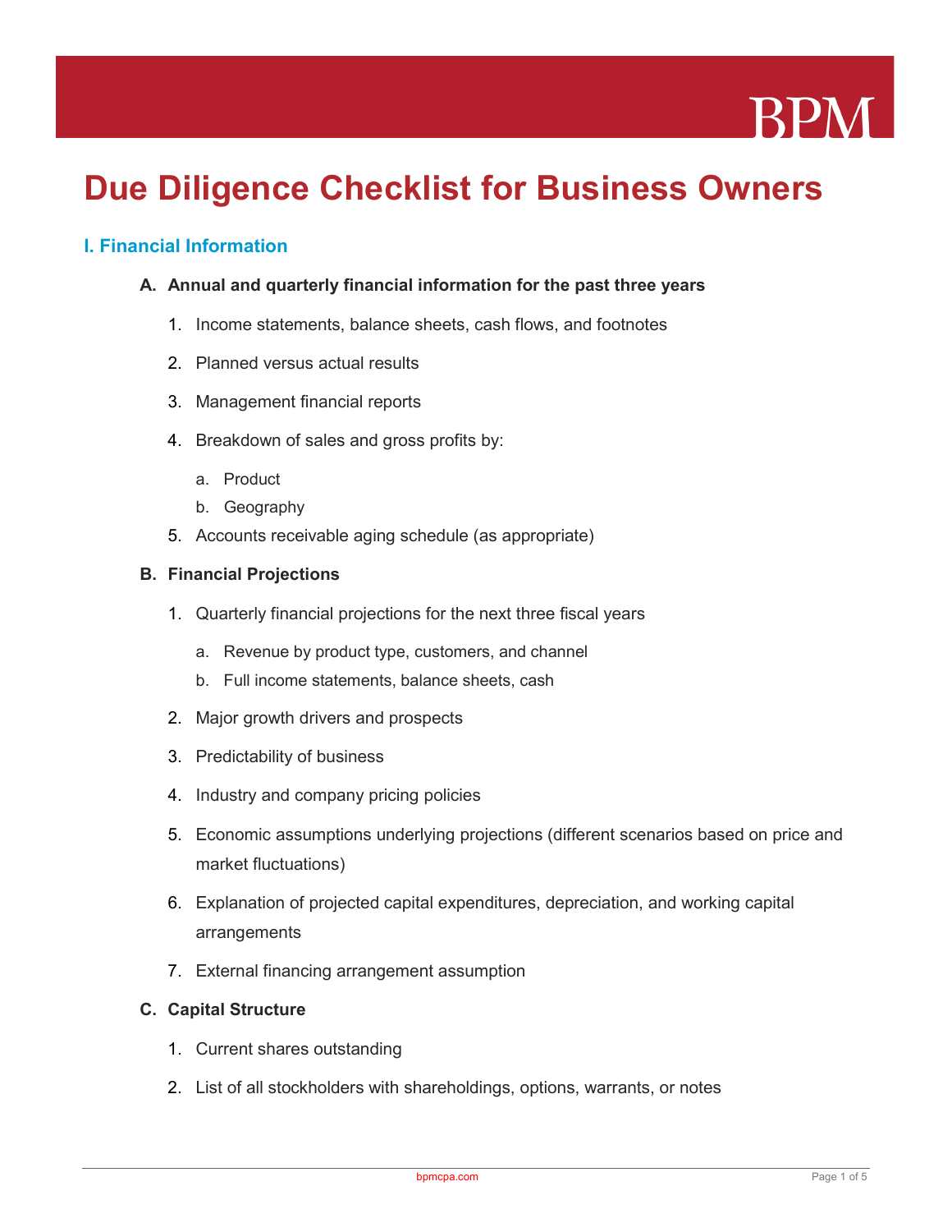# Due Diligence Checklist for Business Owners

## I. Financial Information

### A. Annual and quarterly financial information for the past three years

1. Income statements, balance sheets, cash flows, and footnotes
2. Planned versus actual results
3. Management financial reports
4. Breakdown of sales and gross profits by:
   a. Product
   b. Geography
5. Accounts receivable aging schedule (as appropriate)

### B. Financial Projections

1. Quarterly financial projections for the next three fiscal years
   a. Revenue by product type, customers, and channel
   b. Full income statements, balance sheets, cash
2. Major growth drivers and prospects
3. Predictability of business
4. Industry and company pricing policies
5. Economic assumptions underlying projections (different scenarios based on price and market fluctuations)
6. Explanation of projected capital expenditures, depreciation, and working capital arrangements
7. External financing arrangement assumption

### C. Capital Structure

1. Current shares outstanding
2. List of all stockholders with shareholdings, options, warrants, or notes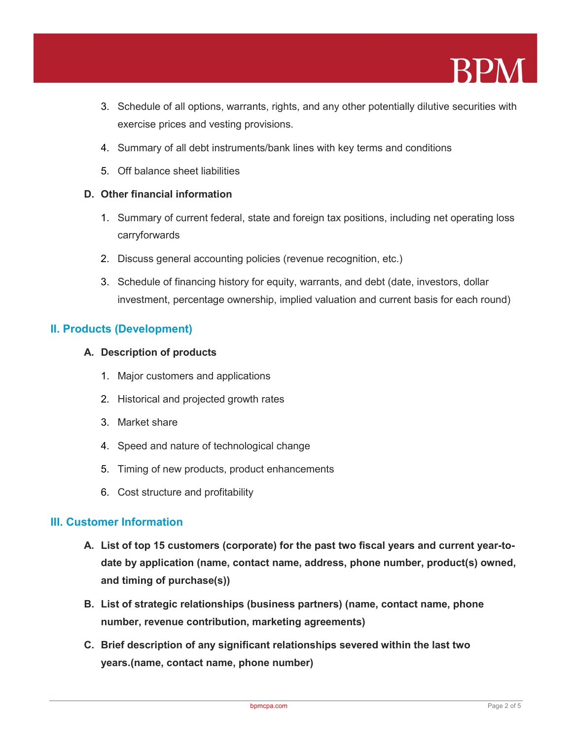3. Schedule of all options, warrants, rights, and any other potentially dilutive securities with exercise prices and vesting provisions.
4. Summary of all debt instruments/bank lines with key terms and conditions
5. Off balance sheet liabilities

**D. Other financial information**

1. Summary of current federal, state and foreign tax positions, including net operating loss carryforwards
2. Discuss general accounting policies (revenue recognition, etc.)
3. Schedule of financing history for equity, warrants, and debt (date, investors, dollar investment, percentage ownership, implied valuation and current basis for each round)

## II. Products (Development)

**A. Description of products**

1. Major customers and applications
2. Historical and projected growth rates
3. Market share
4. Speed and nature of technological change
5. Timing of new products, product enhancements
6. Cost structure and profitability

## III. Customer Information

**A. List of top 15 customers (corporate) for the past two fiscal years and current year-to-date by application (name, contact name, address, phone number, product(s) owned, and timing of purchase(s))**

**B. List of strategic relationships (business partners) (name, contact name, phone number, revenue contribution, marketing agreements)**

**C. Brief description of any significant relationships severed within the last two years.(name, contact name, phone number)**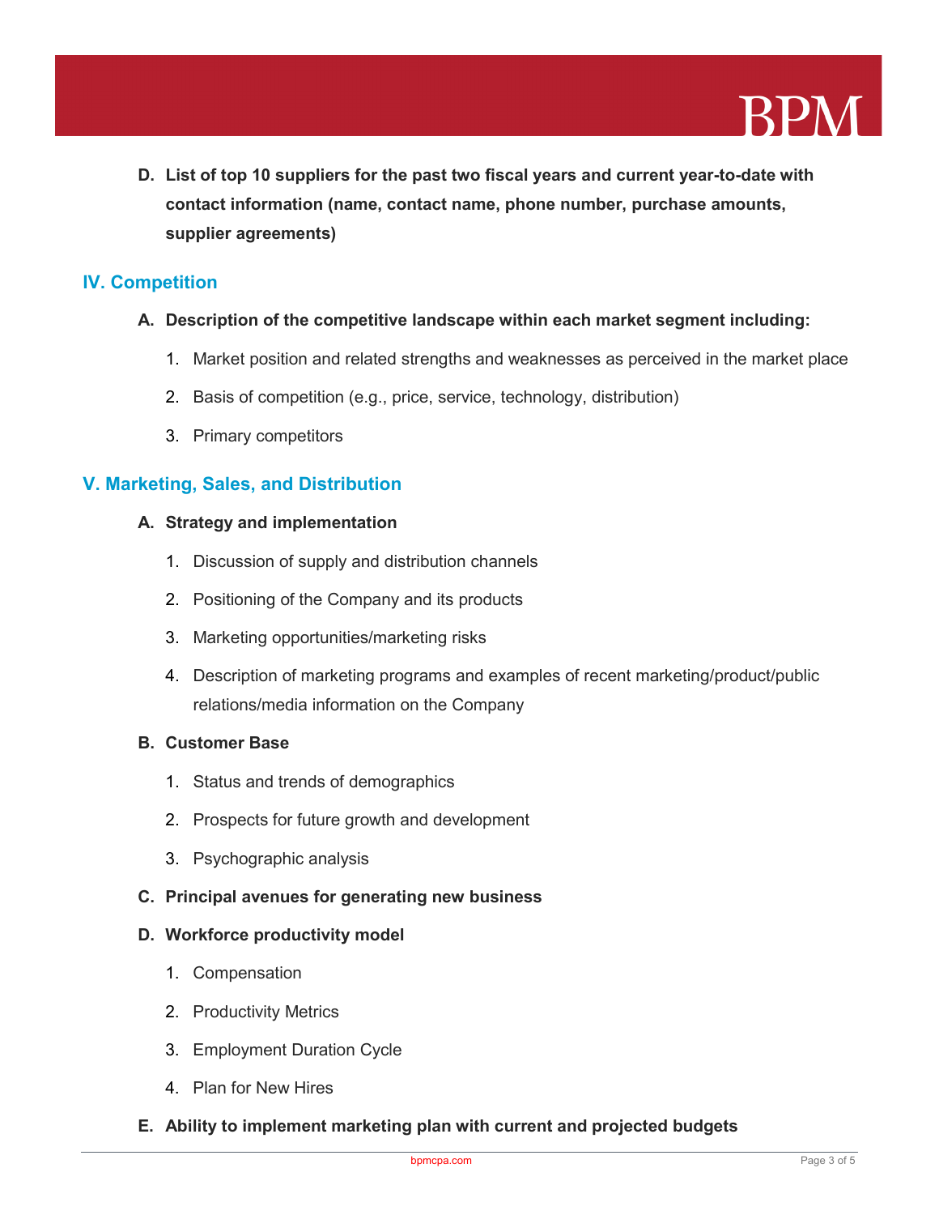**D. List of top 10 suppliers for the past two fiscal years and current year-to-date with contact information (name, contact name, phone number, purchase amounts, supplier agreements)**

## IV. Competition

**A. Description of the competitive landscape within each market segment including:**

1. Market position and related strengths and weaknesses as perceived in the market place
2. Basis of competition (e.g., price, service, technology, distribution)
3. Primary competitors

## V. Marketing, Sales, and Distribution

**A. Strategy and implementation**

1. Discussion of supply and distribution channels
2. Positioning of the Company and its products
3. Marketing opportunities/marketing risks
4. Description of marketing programs and examples of recent marketing/product/public relations/media information on the Company

**B. Customer Base**

1. Status and trends of demographics
2. Prospects for future growth and development
3. Psychographic analysis

**C. Principal avenues for generating new business**

**D. Workforce productivity model**

1. Compensation
2. Productivity Metrics
3. Employment Duration Cycle
4. Plan for New Hires

**E. Ability to implement marketing plan with current and projected budgets**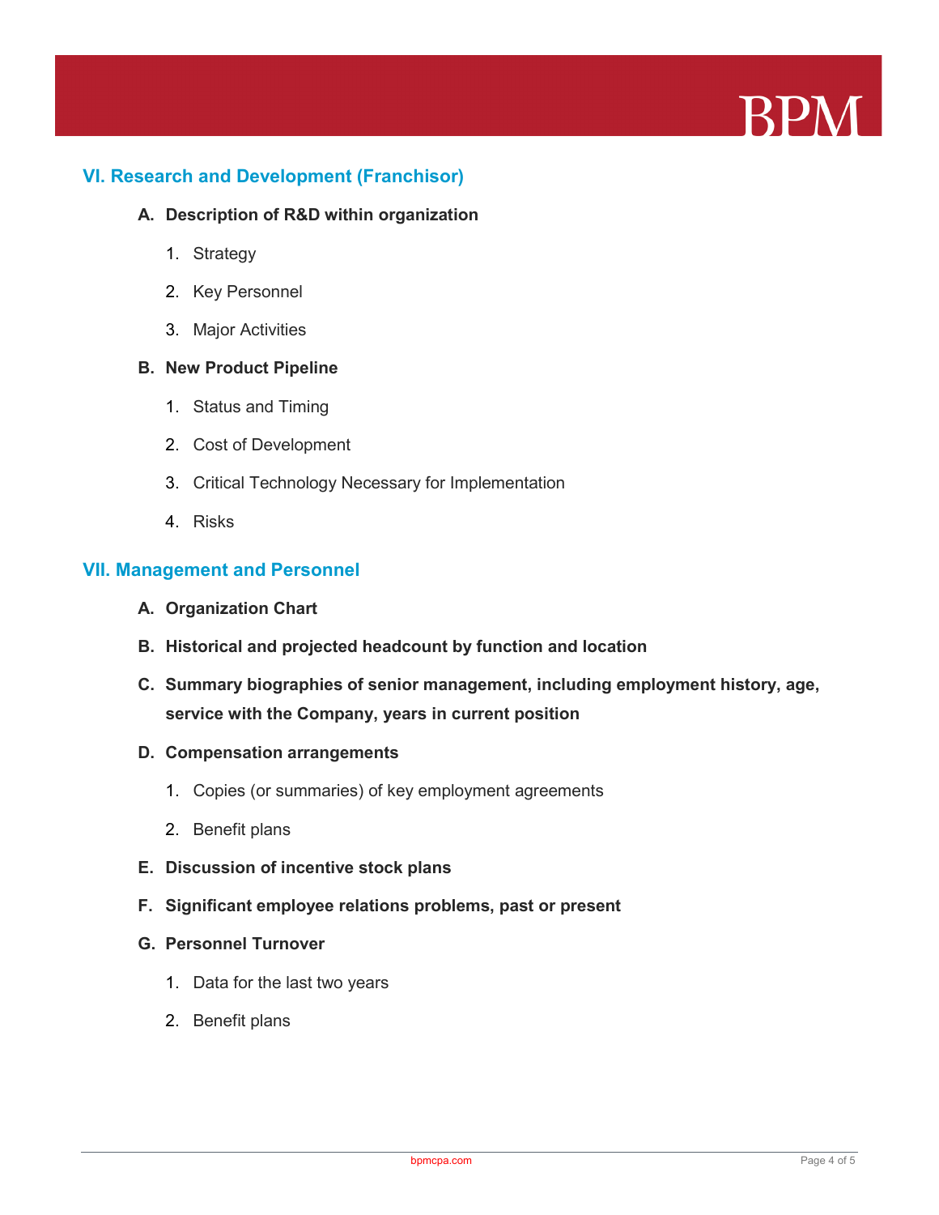## VI. Research and Development (Franchisor)

**A. Description of R&D within organization**

1. Strategy
2. Key Personnel
3. Major Activities

**B. New Product Pipeline**

1. Status and Timing
2. Cost of Development
3. Critical Technology Necessary for Implementation
4. Risks

## VII. Management and Personnel

**A. Organization Chart**

**B. Historical and projected headcount by function and location**

**C. Summary biographies of senior management, including employment history, age, service with the Company, years in current position**

**D. Compensation arrangements**

1. Copies (or summaries) of key employment agreements
2. Benefit plans

**E. Discussion of incentive stock plans**

**F. Significant employee relations problems, past or present**

**G. Personnel Turnover**

1. Data for the last two years
2. Benefit plans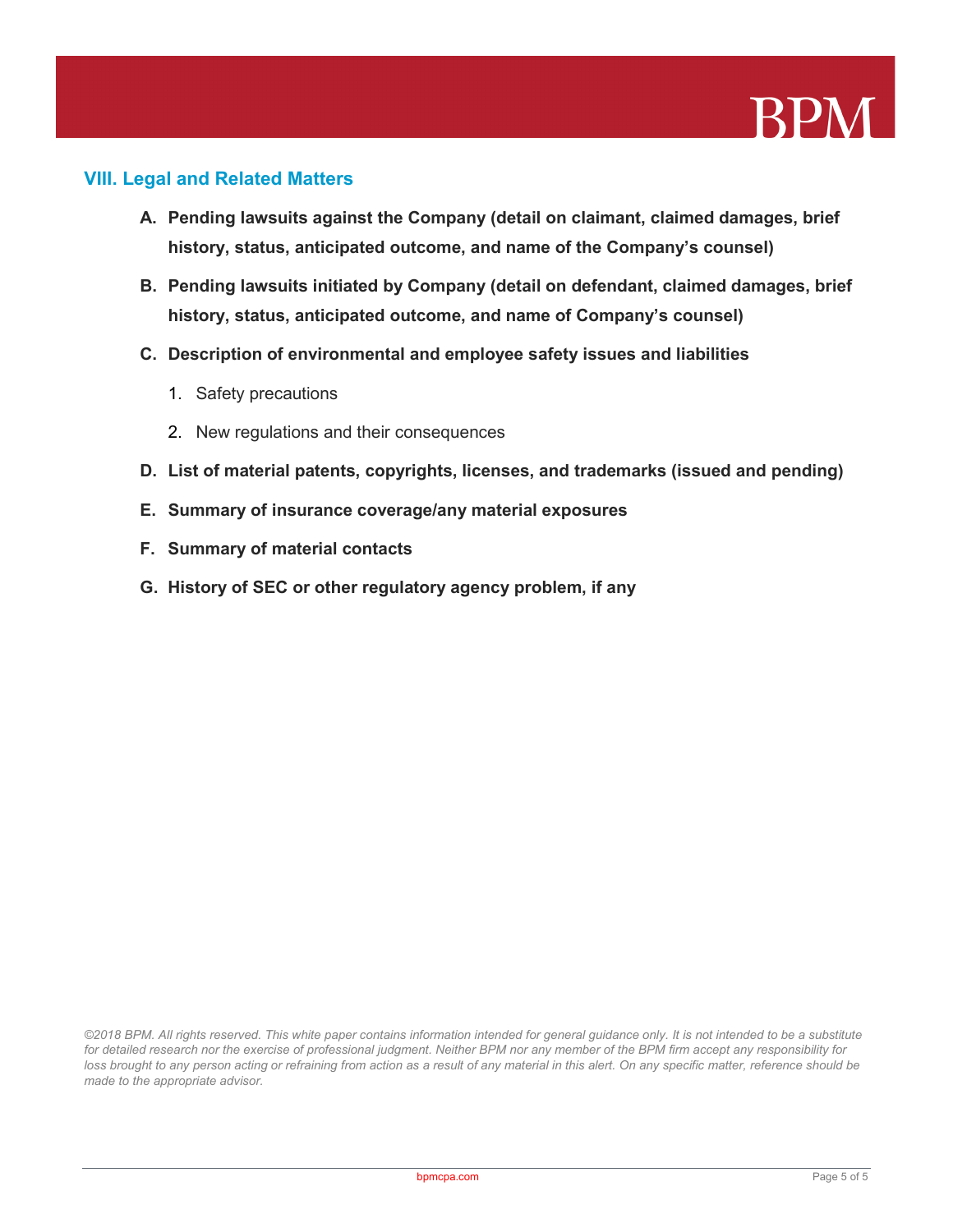## VIII. Legal and Related Matters

A. **Pending lawsuits against the Company (detail on claimant, claimed damages, brief history, status, anticipated outcome, and name of the Company's counsel)**

B. **Pending lawsuits initiated by Company (detail on defendant, claimed damages, brief history, status, anticipated outcome, and name of Company's counsel)**

C. **Description of environmental and employee safety issues and liabilities**

   1. Safety precautions
   2. New regulations and their consequences

D. **List of material patents, copyrights, licenses, and trademarks (issued and pending)**

E. **Summary of insurance coverage/any material exposures**

F. **Summary of material contacts**

G. **History of SEC or other regulatory agency problem, if any**

*©2018 BPM. All rights reserved. This white paper contains information intended for general guidance only. It is not intended to be a substitute for detailed research nor the exercise of professional judgment. Neither BPM nor any member of the BPM firm accept any responsibility for loss brought to any person acting or refraining from action as a result of any material in this alert. On any specific matter, reference should be made to the appropriate advisor.*